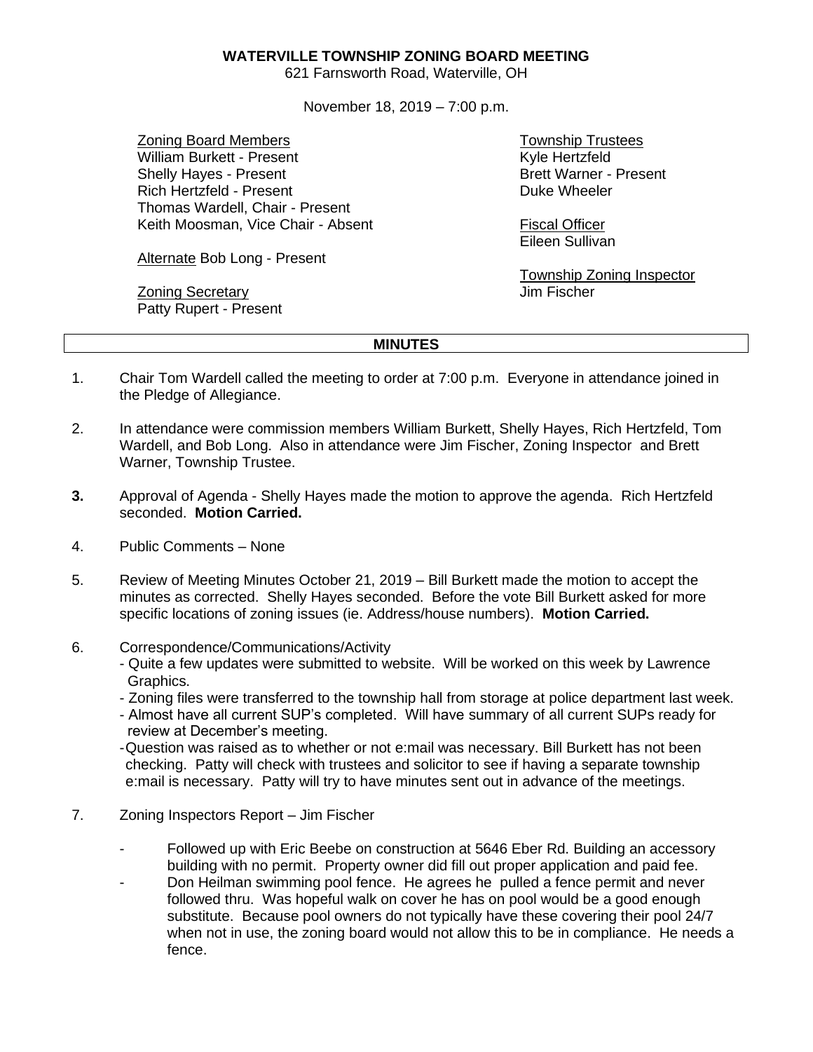# WATERVILLE TOWNSHIP ZONING BOARD MEETING

621 Farnsworth Road, Waterville, OH

November 18, 2019 – 7:00 p.m.

Zoning Board Members
William Burkett - Present
Shelly Hayes - Present
Rich Hertzfeld - Present
Thomas Wardell, Chair - Present
Keith Moosman, Vice Chair - Absent

Alternate Bob Long - Present

Zoning Secretary
Patty Rupert - Present

Township Trustees
Kyle Hertzfeld
Brett Warner - Present
Duke Wheeler

Fiscal Officer
Eileen Sullivan

Township Zoning Inspector
Jim Fischer

## MINUTES

1. Chair Tom Wardell called the meeting to order at 7:00 p.m. Everyone in attendance joined in the Pledge of Allegiance.

2. In attendance were commission members William Burkett, Shelly Hayes, Rich Hertzfeld, Tom Wardell, and Bob Long. Also in attendance were Jim Fischer, Zoning Inspector and Brett Warner, Township Trustee.

3. Approval of Agenda - Shelly Hayes made the motion to approve the agenda. Rich Hertzfeld seconded. **Motion Carried.**

4. Public Comments – None

5. Review of Meeting Minutes October 21, 2019 – Bill Burkett made the motion to accept the minutes as corrected. Shelly Hayes seconded. Before the vote Bill Burkett asked for more specific locations of zoning issues (ie. Address/house numbers). **Motion Carried.**

6. Correspondence/Communications/Activity
   - Quite a few updates were submitted to website. Will be worked on this week by Lawrence Graphics.
   - Zoning files were transferred to the township hall from storage at police department last week.
   - Almost have all current SUP's completed. Will have summary of all current SUPs ready for review at December's meeting.
   - Question was raised as to whether or not e:mail was necessary. Bill Burkett has not been checking. Patty will check with trustees and solicitor to see if having a separate township e:mail is necessary. Patty will try to have minutes sent out in advance of the meetings.

7. Zoning Inspectors Report – Jim Fischer

   - Followed up with Eric Beebe on construction at 5646 Eber Rd. Building an accessory building with no permit. Property owner did fill out proper application and paid fee.
   - Don Heilman swimming pool fence. He agrees he pulled a fence permit and never followed thru. Was hopeful walk on cover he has on pool would be a good enough substitute. Because pool owners do not typically have these covering their pool 24/7 when not in use, the zoning board would not allow this to be in compliance. He needs a fence.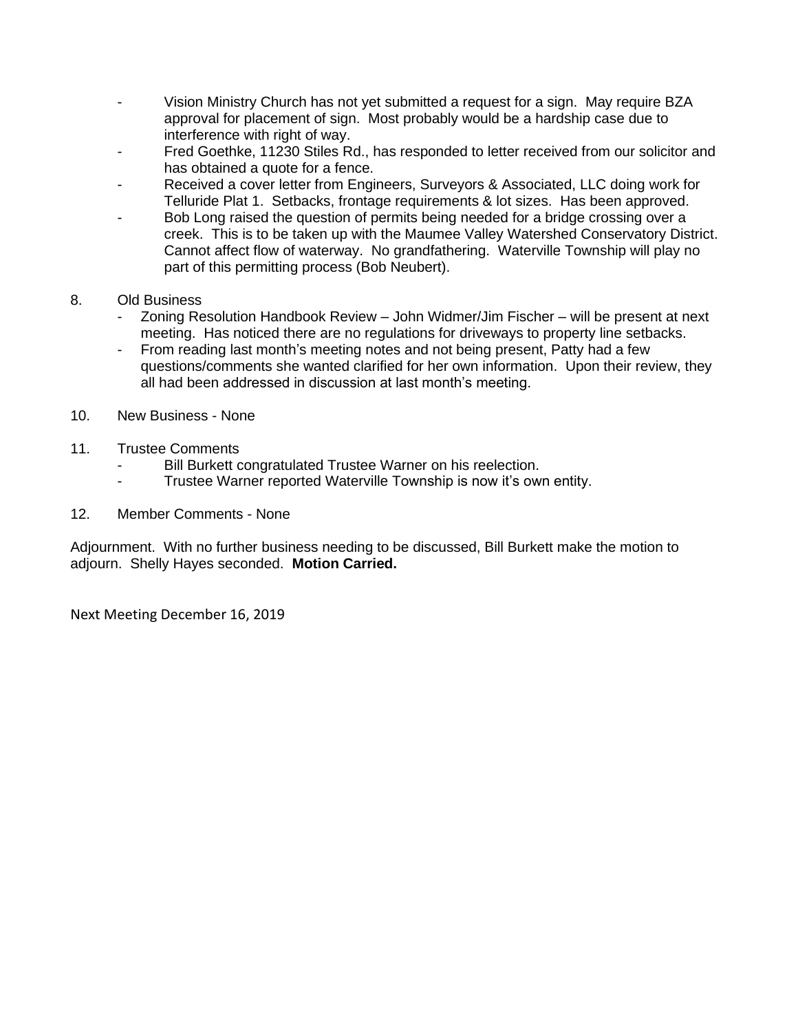- Vision Ministry Church has not yet submitted a request for a sign. May require BZA approval for placement of sign. Most probably would be a hardship case due to interference with right of way.
- Fred Goethke, 11230 Stiles Rd., has responded to letter received from our solicitor and has obtained a quote for a fence.
- Received a cover letter from Engineers, Surveyors & Associated, LLC doing work for Telluride Plat 1. Setbacks, frontage requirements & lot sizes. Has been approved.
- Bob Long raised the question of permits being needed for a bridge crossing over a creek. This is to be taken up with the Maumee Valley Watershed Conservatory District. Cannot affect flow of waterway. No grandfathering. Waterville Township will play no part of this permitting process (Bob Neubert).

8. Old Business
   - Zoning Resolution Handbook Review – John Widmer/Jim Fischer – will be present at next meeting. Has noticed there are no regulations for driveways to property line setbacks.
   - From reading last month's meeting notes and not being present, Patty had a few questions/comments she wanted clarified for her own information. Upon their review, they all had been addressed in discussion at last month's meeting.

10. New Business - None

11. Trustee Comments
    - Bill Burkett congratulated Trustee Warner on his reelection.
    - Trustee Warner reported Waterville Township is now it's own entity.

12. Member Comments - None

Adjournment. With no further business needing to be discussed, Bill Burkett make the motion to adjourn. Shelly Hayes seconded. **Motion Carried.**

Next Meeting December 16, 2019